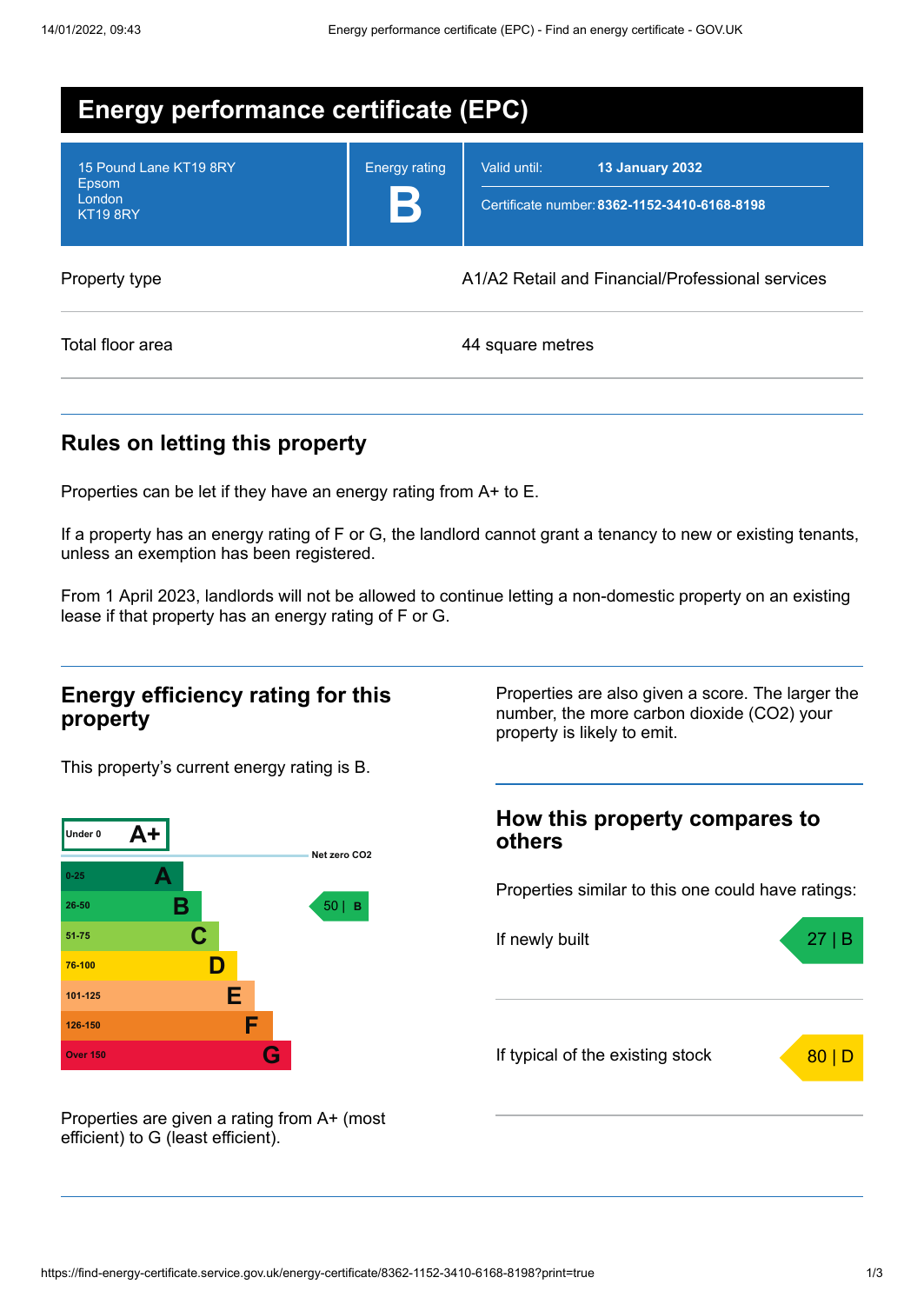# Energy performance certificate (EPC)

| 15 Pound Lane KT19 8RY<br>Epsom<br>London<br>KT19 8RY | Energy rating<br>**B** | Valid until: **13 January 2032**<br>Certificate number: **8362-1152-3410-6168-8198** |
|---|---|---|

| | |
|---|---|
| Property type | A1/A2 Retail and Financial/Professional services |
| Total floor area | 44 square metres |

## Rules on letting this property

Properties can be let if they have an energy rating from A+ to E.

If a property has an energy rating of F or G, the landlord cannot grant a tenancy to new or existing tenants, unless an exemption has been registered.

From 1 April 2023, landlords will not be allowed to continue letting a non-domestic property on an existing lease if that property has an energy rating of F or G.

## Energy efficiency rating for this property

This property's current energy rating is B.

| Score | Rating |
|---|---|
| Under 0 | A+ |
| 0-25 | A |
| 26-50 | B |
| 51-75 | C |
| 76-100 | D |
| 101-125 | E |
| 126-150 | F |
| Over 150 | G |

Net zero CO2

This property: 50 | B

Properties are given a rating from A+ (most efficient) to G (least efficient).

Properties are also given a score. The larger the number, the more carbon dioxide (CO2) your property is likely to emit.

## How this property compares to others

Properties similar to this one could have ratings:

| | |
|---|---|
| If newly built | 27 \| B |
| If typical of the existing stock | 80 \| D |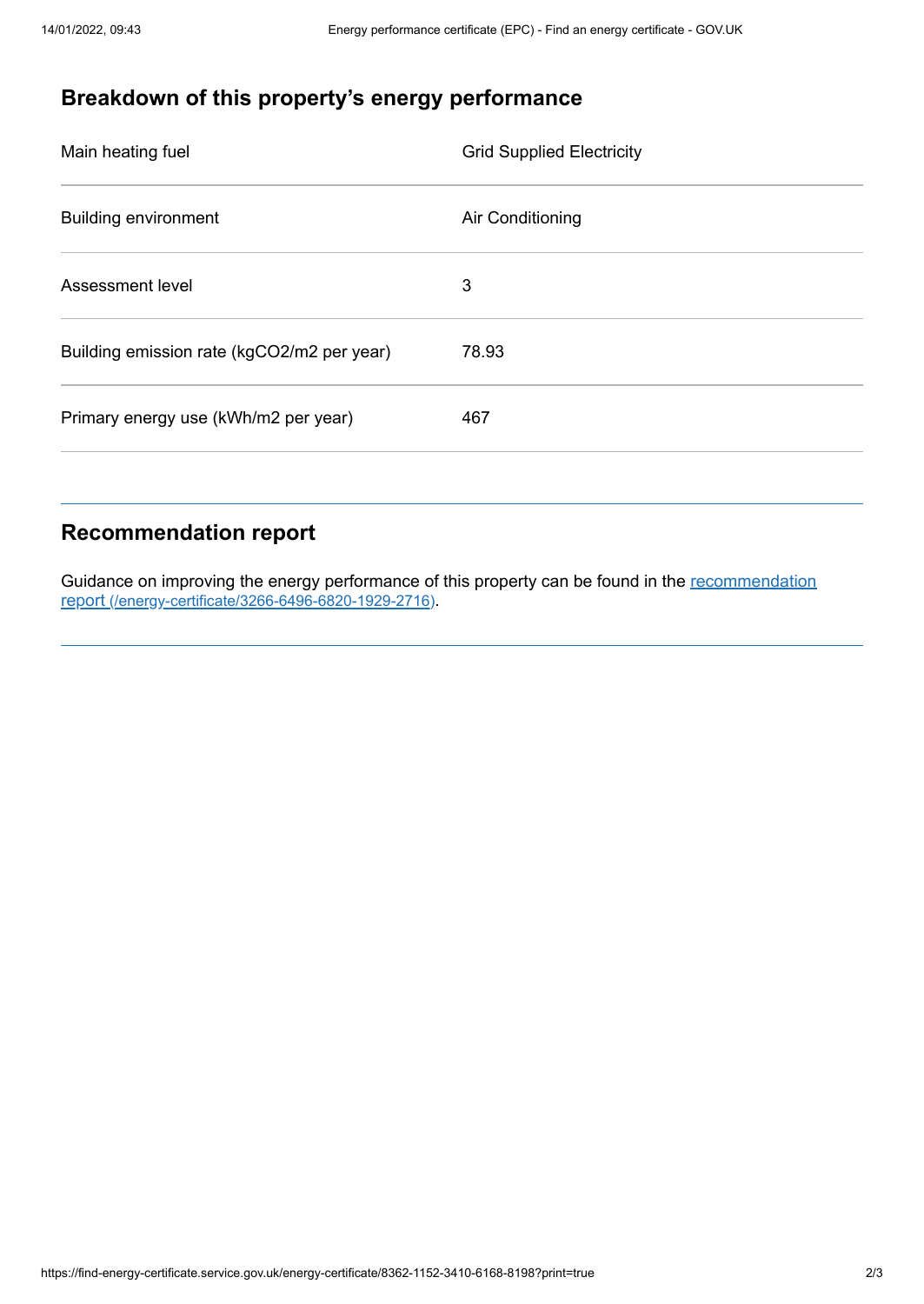## Breakdown of this property's energy performance

| | |
|---|---|
| Main heating fuel | Grid Supplied Electricity |
| Building environment | Air Conditioning |
| Assessment level | 3 |
| Building emission rate (kgCO2/m2 per year) | 78.93 |
| Primary energy use (kWh/m2 per year) | 467 |

## Recommendation report

Guidance on improving the energy performance of this property can be found in the [recommendation report (/energy-certificate/3266-6496-6820-1929-2716)](/energy-certificate/3266-6496-6820-1929-2716).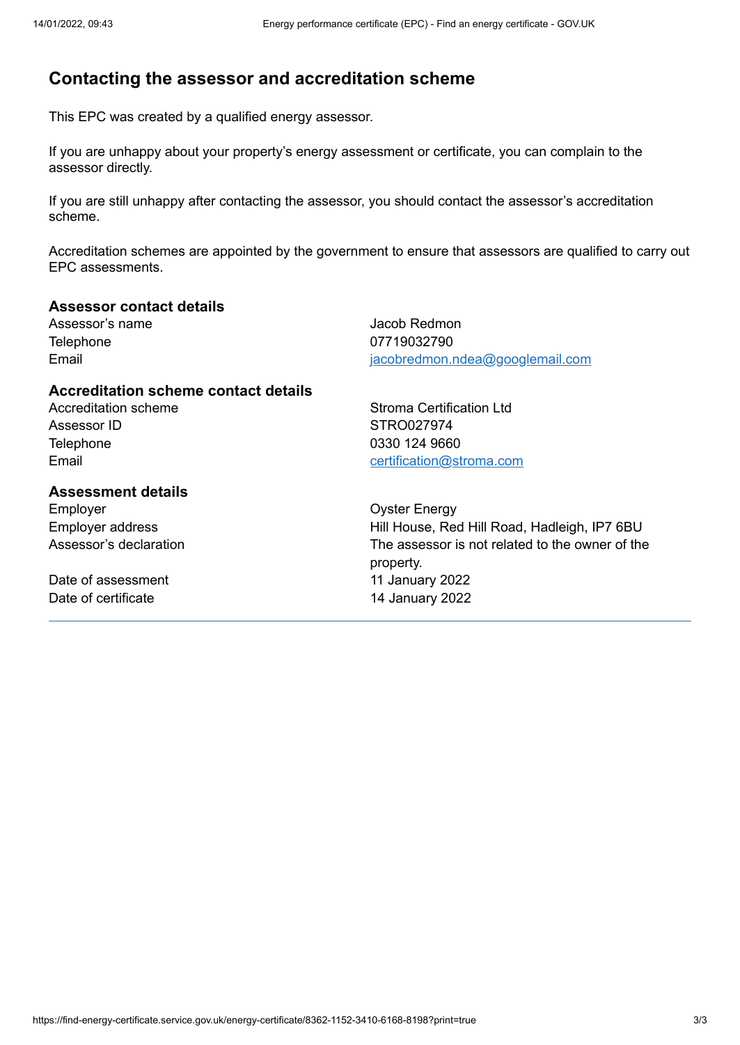## Contacting the assessor and accreditation scheme

This EPC was created by a qualified energy assessor.

If you are unhappy about your property's energy assessment or certificate, you can complain to the assessor directly.

If you are still unhappy after contacting the assessor, you should contact the assessor's accreditation scheme.

Accreditation schemes are appointed by the government to ensure that assessors are qualified to carry out EPC assessments.

### Assessor contact details

| | |
|---|---|
| Assessor's name | Jacob Redmon |
| Telephone | 07719032790 |
| Email | jacobredmon.ndea@googlemail.com |

### Accreditation scheme contact details

| | |
|---|---|
| Accreditation scheme | Stroma Certification Ltd |
| Assessor ID | STRO027974 |
| Telephone | 0330 124 9660 |
| Email | certification@stroma.com |

### Assessment details

| | |
|---|---|
| Employer | Oyster Energy |
| Employer address | Hill House, Red Hill Road, Hadleigh, IP7 6BU |
| Assessor's declaration | The assessor is not related to the owner of the property. |
| Date of assessment | 11 January 2022 |
| Date of certificate | 14 January 2022 |